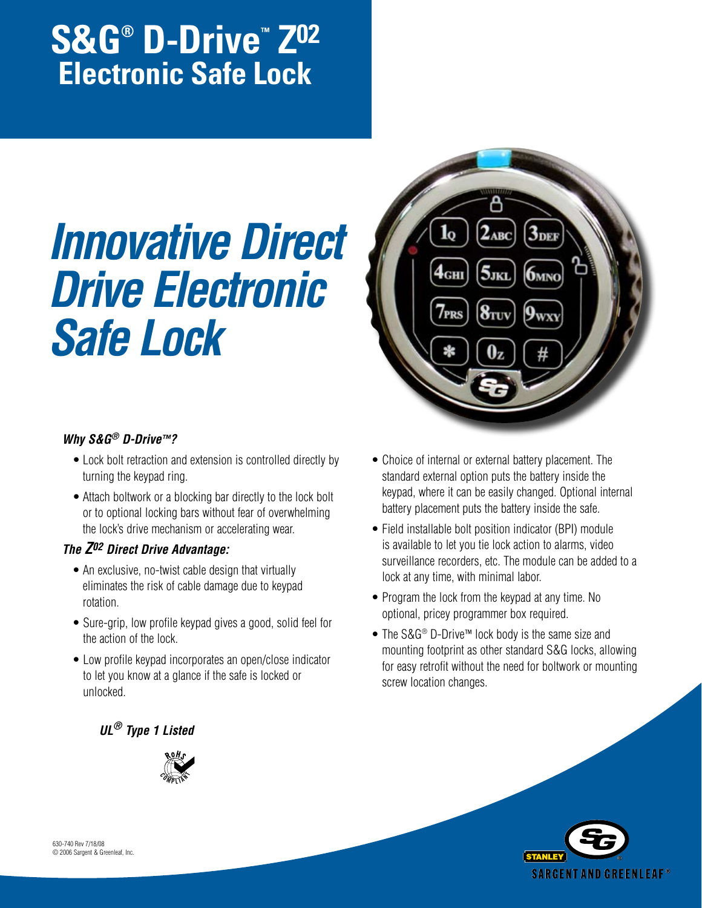# S&G® D-Drive™ Z02 Electronic Safe Lock

## *Innovative Direct Drive Electronic Safe Lock*

### *Why S&G® D-Drive™?*

- Lock bolt retraction and extension is controlled directly by turning the keypad ring.
- Attach boltwork or a blocking bar directly to the lock bolt or to optional locking bars without fear of overwhelming the lock's drive mechanism or accelerating wear.

### *The Z02 Direct Drive Advantage:*

- An exclusive, no-twist cable design that virtually eliminates the risk of cable damage due to keypad rotation.
- Sure-grip, low profile keypad gives a good, solid feel for the action of the lock.
- Low profile keypad incorporates an open/close indicator to let you know at a glance if the safe is locked or unlocked.
- Choice of internal or external battery placement. The standard external option puts the battery inside the keypad, where it can be easily changed. Optional internal battery placement puts the battery inside the safe.
- Field installable bolt position indicator (BPI) module is available to let you tie lock action to alarms, video surveillance recorders, etc. The module can be added to a lock at any time, with minimal labor.
- Program the lock from the keypad at any time. No optional, pricey programmer box required.
- The S&G® D-Drive™ lock body is the same size and mounting footprint as other standard S&G locks, allowing for easy retrofit without the need for boltwork or mounting screw location changes.

***UL® Type 1 Listed***

RoHS COMPLIANT

630-740 Rev 7/18/08
© 2006 Sargent & Greenleaf, Inc.

STANLEY SARGENT AND GREENLEAF®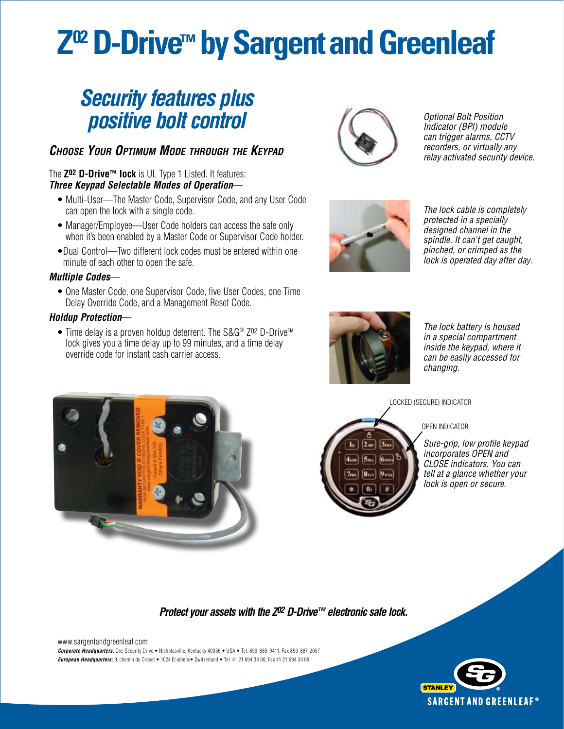# Z⁰² D-Drive™ by Sargent and Greenleaf

## *Security features plus positive bolt control*

### *Choose Your Optimum Mode through the Keypad*

The **Z⁰² D-Drive™ lock** is UL Type 1 Listed. It features:
***Three Keypad Selectable Modes of Operation***—

- Multi-User—The Master Code, Supervisor Code, and any User Code can open the lock with a single code.
- Manager/Employee—User Code holders can access the safe only when it's been enabled by a Master Code or Supervisor Code holder.
- Dual Control—Two different lock codes must be entered within one minute of each other to open the safe.

***Multiple Codes***—

- One Master Code, one Supervisor Code, five User Codes, one Time Delay Override Code, and a Management Reset Code.

***Holdup Protection***—

- Time delay is a proven holdup deterrent. The S&G® Z⁰² D-Drive™ lock gives you a time delay up to 99 minutes, and a time delay override code for instant cash carrier access.

*Optional Bolt Position Indicator (BPI) module can trigger alarms, CCTV recorders, or virtually any relay activated security device.*

*The lock cable is completely protected in a specially designed channel in the spindle. It can't get caught, pinched, or crimped as the lock is operated day after day.*

*The lock battery is housed in a special compartment inside the keypad, where it can be easily accessed for changing.*

LOCKED (SECURE) INDICATOR

OPEN INDICATOR

*Sure-grip, low profile keypad incorporates OPEN and CLOSE indicators. You can tell at a glance whether your lock is open or secure.*

***Protect your assets with the Z⁰² D-Drive™ electronic safe lock.***

www.sargentandgreenleaf.com

***Corporate Headquarters:*** One Security Drive • Nicholasville, Kentucky 40356 • USA • Tel. 859-885-9411, Fax 859-887-2057

***European Headquarters:*** 9, chemin du Croset • 1024 Ecublens• Switzerland • Tel. 41 21 694 34 00, Fax 41 21 694 34 09

STANLEY SARGENT AND GREENLEAF®